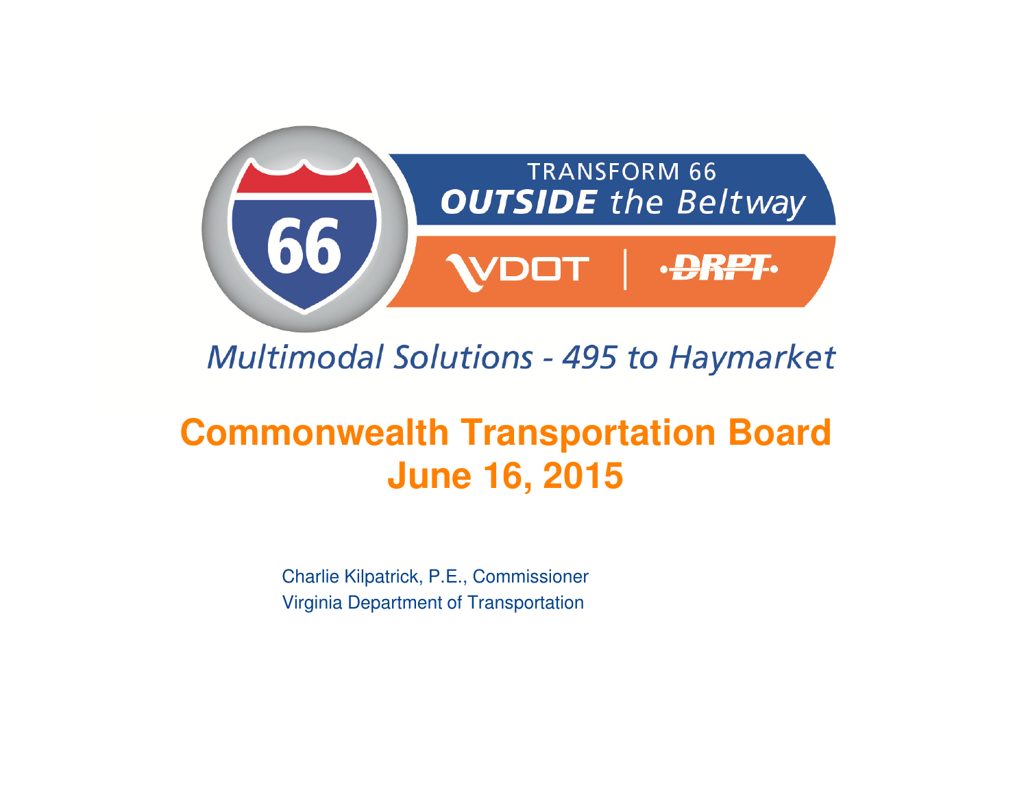TRANSFORM 66

**OUTSIDE** *the Beltway*

VDOT | DRPT

*Multimodal Solutions - 495 to Haymarket*

# Commonwealth Transportation Board
# June 16, 2015

Charlie Kilpatrick, P.E., Commissioner
Virginia Department of Transportation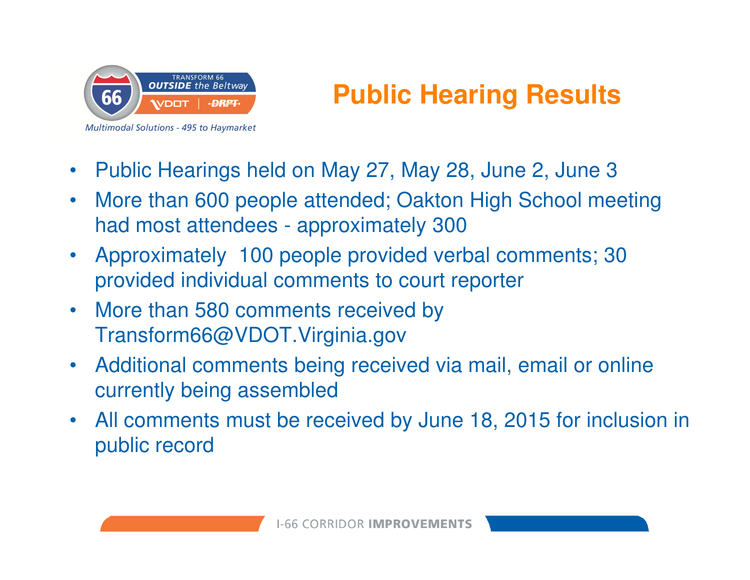# Public Hearing Results

- Public Hearings held on May 27, May 28, June 2, June 3
- More than 600 people attended; Oakton High School meeting had most attendees - approximately 300
- Approximately 100 people provided verbal comments; 30 provided individual comments to court reporter
- More than 580 comments received by Transform66@VDOT.Virginia.gov
- Additional comments being received via mail, email or online currently being assembled
- All comments must be received by June 18, 2015 for inclusion in public record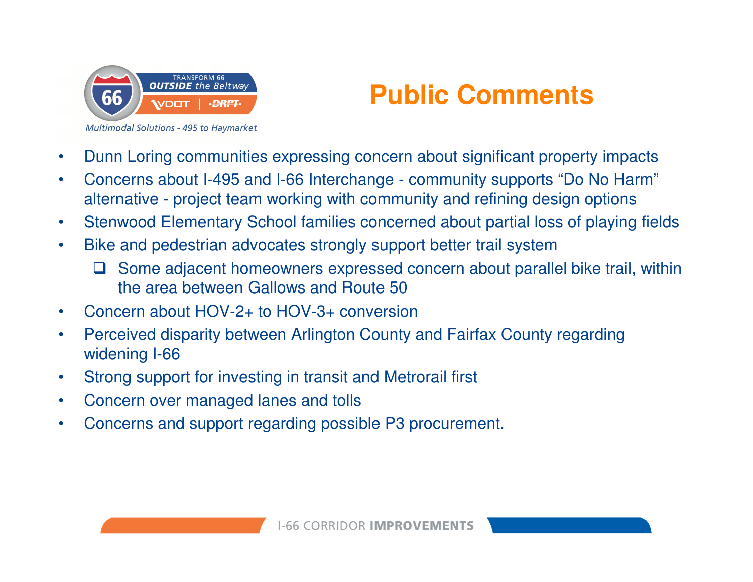# Public Comments

- Dunn Loring communities expressing concern about significant property impacts
- Concerns about I-495 and I-66 Interchange - community supports “Do No Harm” alternative - project team working with community and refining design options
- Stenwood Elementary School families concerned about partial loss of playing fields
- Bike and pedestrian advocates strongly support better trail system
  - Some adjacent homeowners expressed concern about parallel bike trail, within the area between Gallows and Route 50
- Concern about HOV-2+ to HOV-3+ conversion
- Perceived disparity between Arlington County and Fairfax County regarding widening I-66
- Strong support for investing in transit and Metrorail first
- Concern over managed lanes and tolls
- Concerns and support regarding possible P3 procurement.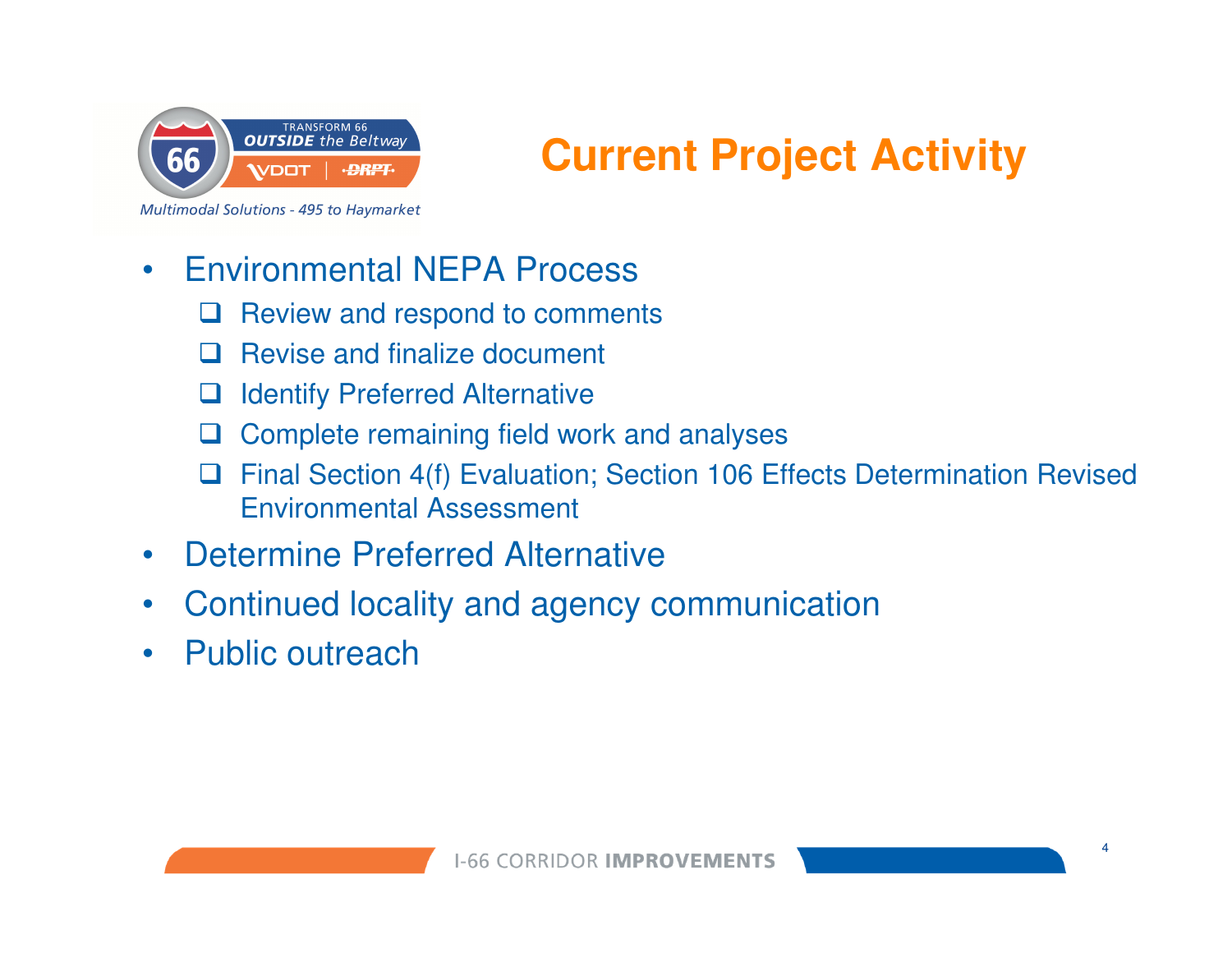# Current Project Activity

- Environmental NEPA Process
  - Review and respond to comments
  - Revise and finalize document
  - Identify Preferred Alternative
  - Complete remaining field work and analyses
  - Final Section 4(f) Evaluation; Section 106 Effects Determination Revised Environmental Assessment
- Determine Preferred Alternative
- Continued locality and agency communication
- Public outreach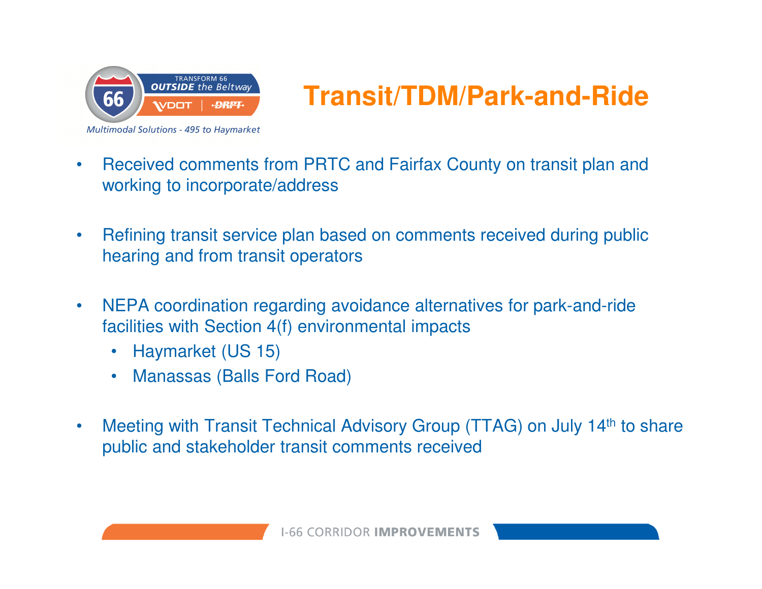# Transit/TDM/Park-and-Ride

- Received comments from PRTC and Fairfax County on transit plan and working to incorporate/address
- Refining transit service plan based on comments received during public hearing and from transit operators
- NEPA coordination regarding avoidance alternatives for park-and-ride facilities with Section 4(f) environmental impacts
  - Haymarket (US 15)
  - Manassas (Balls Ford Road)
- Meeting with Transit Technical Advisory Group (TTAG) on July 14th to share public and stakeholder transit comments received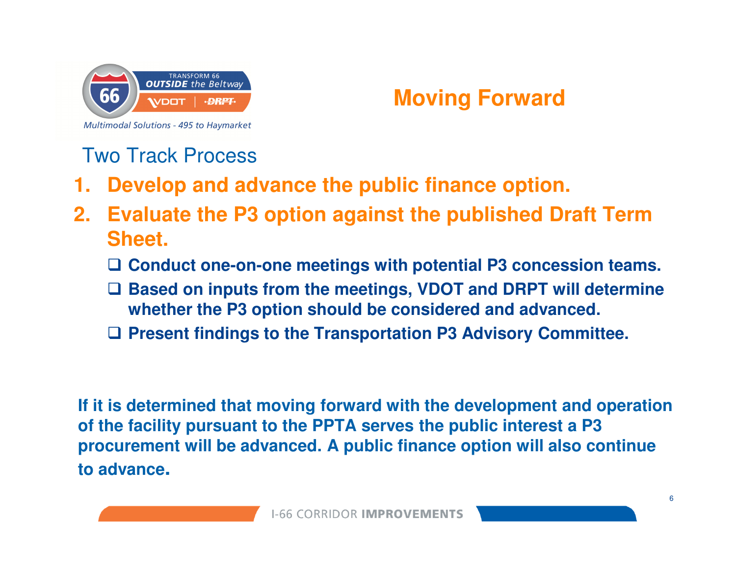# Moving Forward

## Two Track Process

1. **Develop and advance the public finance option.**
2. **Evaluate the P3 option against the published Draft Term Sheet.**
   - **Conduct one-on-one meetings with potential P3 concession teams.**
   - **Based on inputs from the meetings, VDOT and DRPT will determine whether the P3 option should be considered and advanced.**
   - **Present findings to the Transportation P3 Advisory Committee.**

**If it is determined that moving forward with the development and operation of the facility pursuant to the PPTA serves the public interest a P3 procurement will be advanced. A public finance option will also continue to advance.**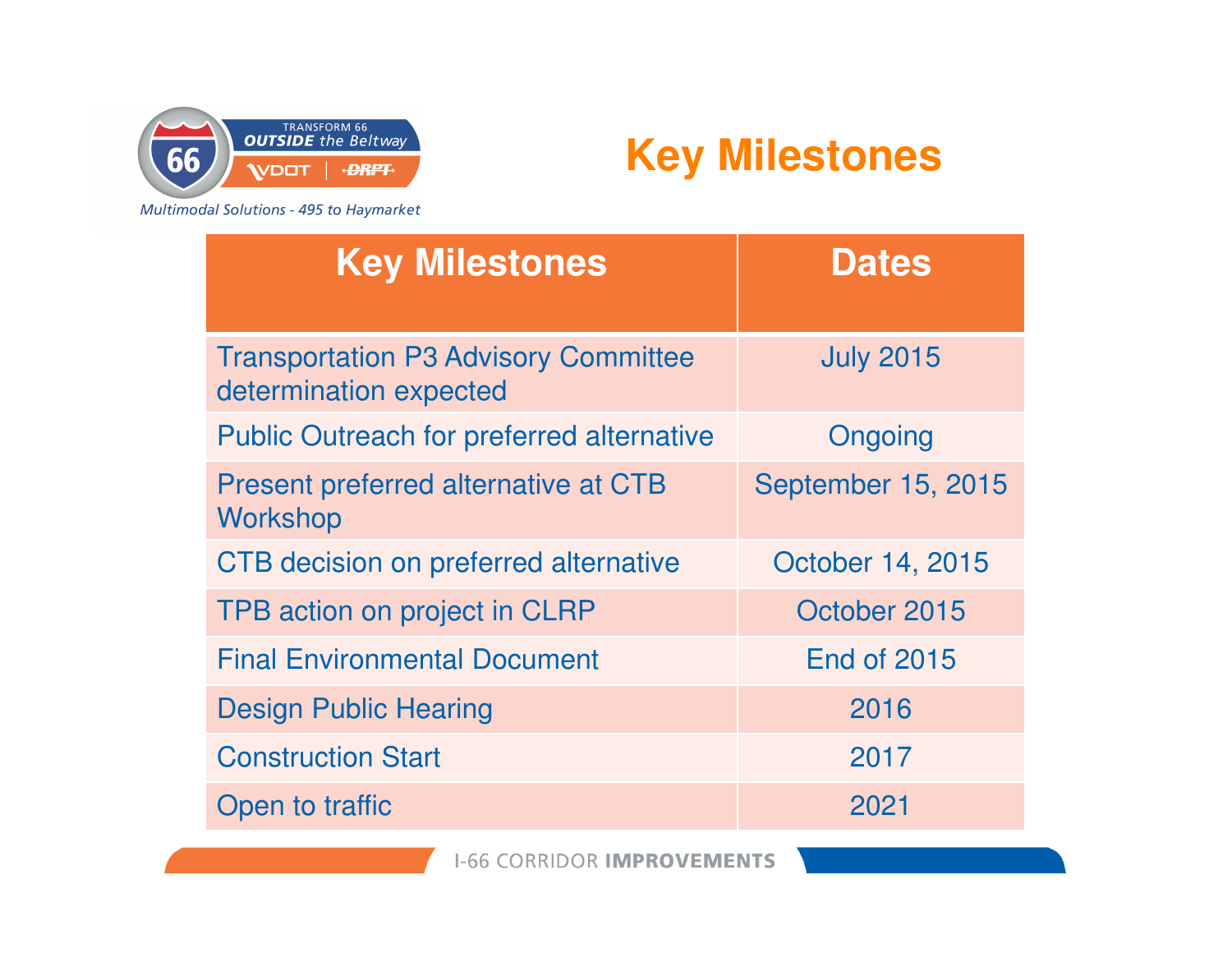# Key Milestones

| Key Milestones | Dates |
|---|---|
| Transportation P3 Advisory Committee determination expected | July 2015 |
| Public Outreach for preferred alternative | Ongoing |
| Present preferred alternative at CTB Workshop | September 15, 2015 |
| CTB decision on preferred alternative | October 14, 2015 |
| TPB action on project in CLRP | October 2015 |
| Final Environmental Document | End of 2015 |
| Design Public Hearing | 2016 |
| Construction Start | 2017 |
| Open to traffic | 2021 |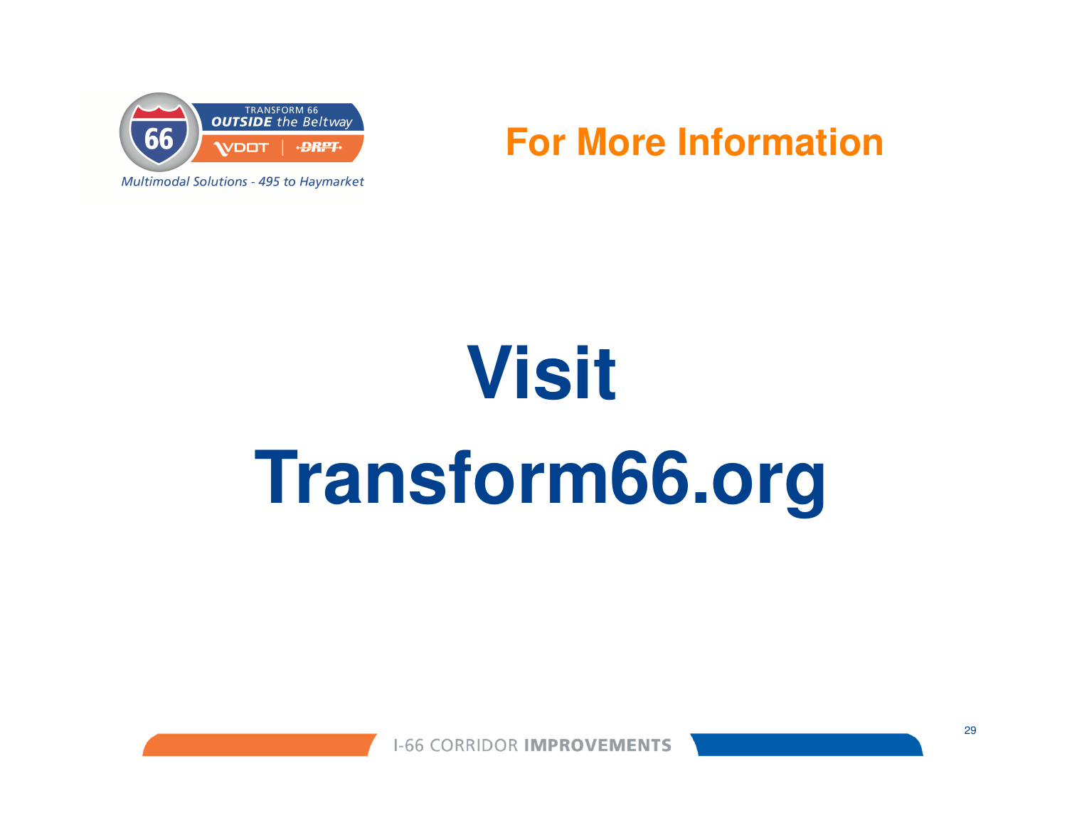# For More Information

# Visit Transform66.org